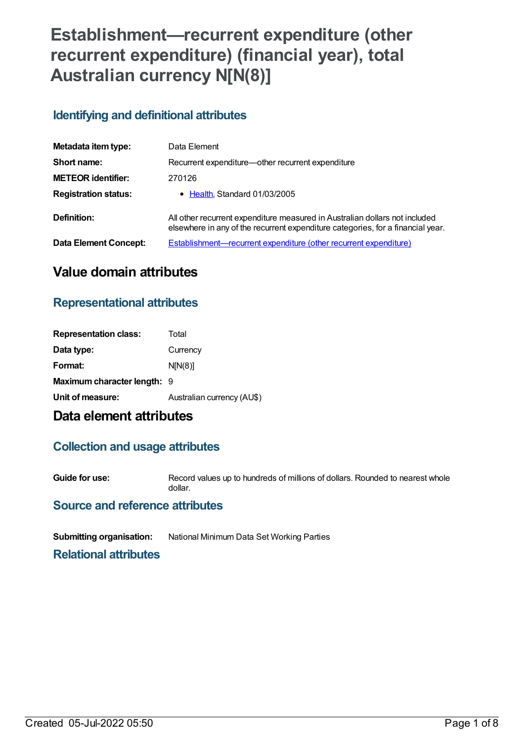# Establishment—recurrent expenditure (other recurrent expenditure) (financial year), total Australian currency N[N(8)]

## Identifying and definitional attributes

| | |
|---|---|
| **Metadata item type:** | Data Element |
| **Short name:** | Recurrent expenditure—other recurrent expenditure |
| **METEOR identifier:** | 270126 |
| **Registration status:** | • Health, Standard 01/03/2005 |
| **Definition:** | All other recurrent expenditure measured in Australian dollars not included elsewhere in any of the recurrent expenditure categories, for a financial year. |
| **Data Element Concept:** | Establishment—recurrent expenditure (other recurrent expenditure) |

# Value domain attributes

## Representational attributes

| | |
|---|---|
| **Representation class:** | Total |
| **Data type:** | Currency |
| **Format:** | N[N(8)] |
| **Maximum character length:** | 9 |
| **Unit of measure:** | Australian currency (AU$) |

# Data element attributes

## Collection and usage attributes

| | |
|---|---|
| **Guide for use:** | Record values up to hundreds of millions of dollars. Rounded to nearest whole dollar. |

## Source and reference attributes

| | |
|---|---|
| **Submitting organisation:** | National Minimum Data Set Working Parties |

## Relational attributes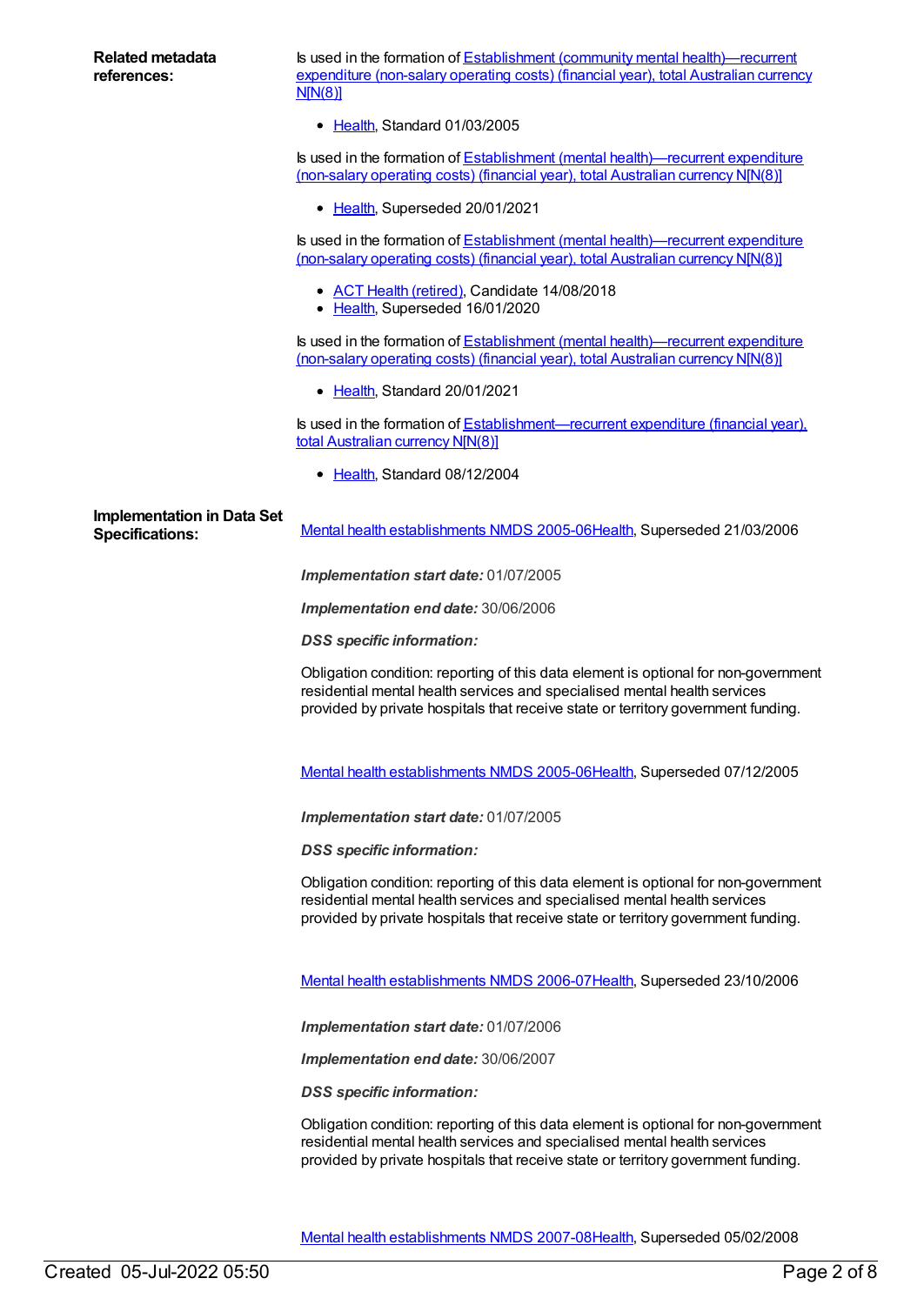**Related metadata references:**

Is used in the formation of Establishment (community mental health)—recurrent expenditure (non-salary operating costs) (financial year), total Australian currency N[N(8)]

- Health, Standard 01/03/2005

Is used in the formation of Establishment (mental health)—recurrent expenditure (non-salary operating costs) (financial year), total Australian currency N[N(8)]

- Health, Superseded 20/01/2021

Is used in the formation of Establishment (mental health)—recurrent expenditure (non-salary operating costs) (financial year), total Australian currency N[N(8)]

- ACT Health (retired), Candidate 14/08/2018
- Health, Superseded 16/01/2020

Is used in the formation of Establishment (mental health)—recurrent expenditure (non-salary operating costs) (financial year), total Australian currency N[N(8)]

- Health, Standard 20/01/2021

Is used in the formation of Establishment—recurrent expenditure (financial year), total Australian currency N[N(8)]

- Health, Standard 08/12/2004

**Implementation in Data Set Specifications:**

Mental health establishments NMDS 2005-06Health, Superseded 21/03/2006

***Implementation start date:*** 01/07/2005

***Implementation end date:*** 30/06/2006

***DSS specific information:***

Obligation condition: reporting of this data element is optional for non-government residential mental health services and specialised mental health services provided by private hospitals that receive state or territory government funding.

Mental health establishments NMDS 2005-06Health, Superseded 07/12/2005

***Implementation start date:*** 01/07/2005

***DSS specific information:***

Obligation condition: reporting of this data element is optional for non-government residential mental health services and specialised mental health services provided by private hospitals that receive state or territory government funding.

Mental health establishments NMDS 2006-07Health, Superseded 23/10/2006

***Implementation start date:*** 01/07/2006

***Implementation end date:*** 30/06/2007

***DSS specific information:***

Obligation condition: reporting of this data element is optional for non-government residential mental health services and specialised mental health services provided by private hospitals that receive state or territory government funding.

Mental health establishments NMDS 2007-08Health, Superseded 05/02/2008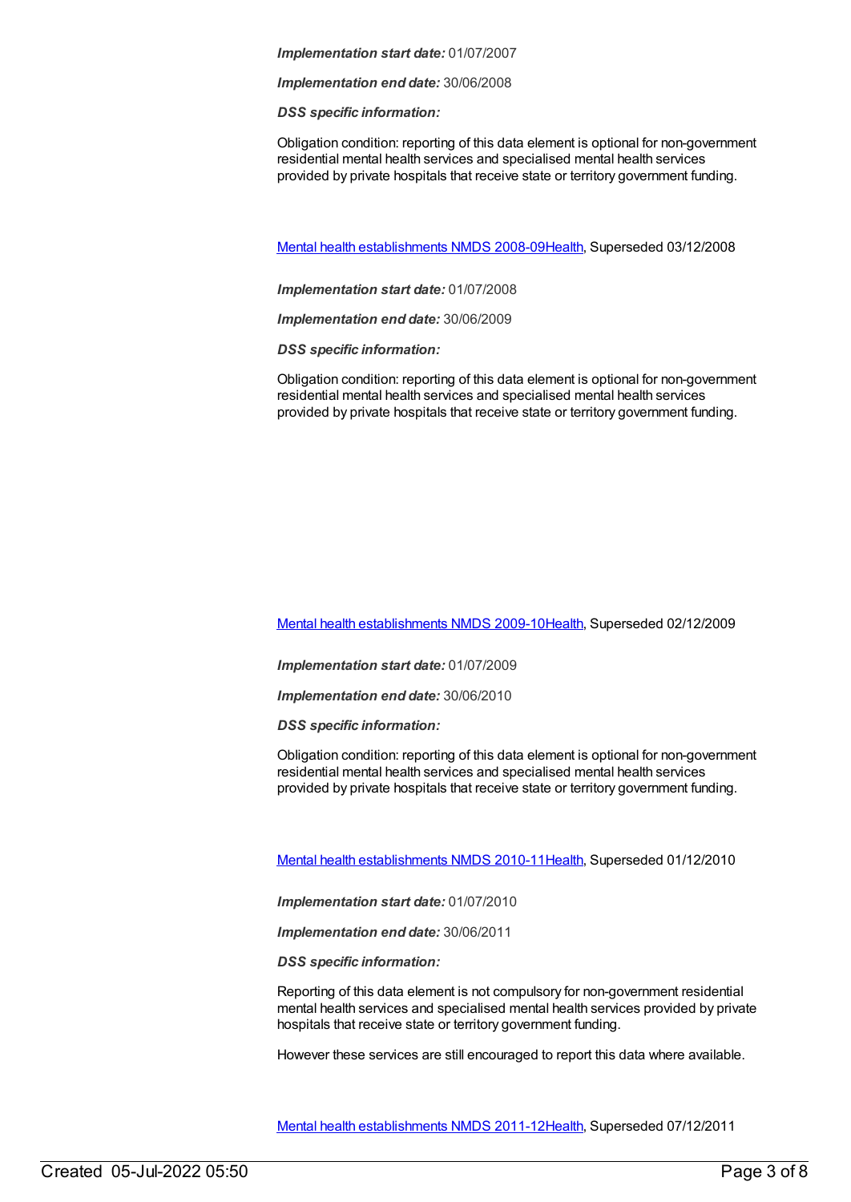***Implementation start date:*** 01/07/2007

***Implementation end date:*** 30/06/2008

***DSS specific information:***

Obligation condition: reporting of this data element is optional for non-government residential mental health services and specialised mental health services provided by private hospitals that receive state or territory government funding.

[Mental health establishments NMDS 2008-09Health](), Superseded 03/12/2008

***Implementation start date:*** 01/07/2008

***Implementation end date:*** 30/06/2009

***DSS specific information:***

Obligation condition: reporting of this data element is optional for non-government residential mental health services and specialised mental health services provided by private hospitals that receive state or territory government funding.

[Mental health establishments NMDS 2009-10Health](), Superseded 02/12/2009

***Implementation start date:*** 01/07/2009

***Implementation end date:*** 30/06/2010

***DSS specific information:***

Obligation condition: reporting of this data element is optional for non-government residential mental health services and specialised mental health services provided by private hospitals that receive state or territory government funding.

[Mental health establishments NMDS 2010-11Health](), Superseded 01/12/2010

***Implementation start date:*** 01/07/2010

***Implementation end date:*** 30/06/2011

***DSS specific information:***

Reporting of this data element is not compulsory for non-government residential mental health services and specialised mental health services provided by private hospitals that receive state or territory government funding.

However these services are still encouraged to report this data where available.

[Mental health establishments NMDS 2011-12Health](), Superseded 07/12/2011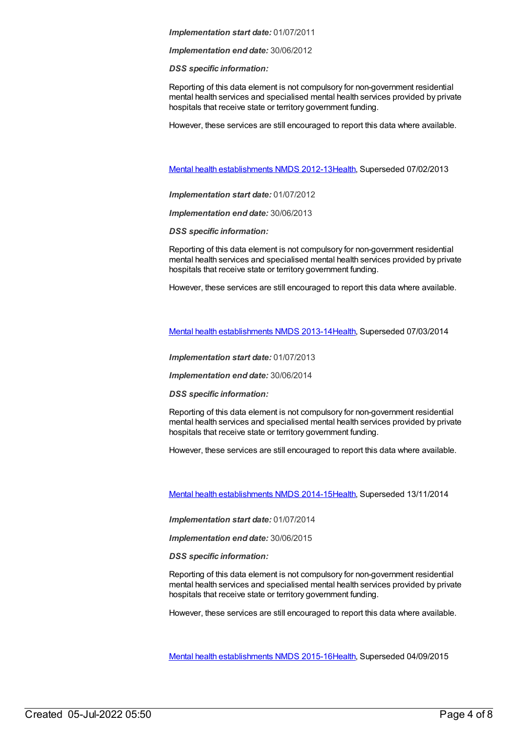***Implementation start date:*** 01/07/2011

***Implementation end date:*** 30/06/2012

***DSS specific information:***

Reporting of this data element is not compulsory for non-government residential mental health services and specialised mental health services provided by private hospitals that receive state or territory government funding.

However, these services are still encouraged to report this data where available.

Mental health establishments NMDS 2012-13Health, Superseded 07/02/2013

***Implementation start date:*** 01/07/2012

***Implementation end date:*** 30/06/2013

***DSS specific information:***

Reporting of this data element is not compulsory for non-government residential mental health services and specialised mental health services provided by private hospitals that receive state or territory government funding.

However, these services are still encouraged to report this data where available.

Mental health establishments NMDS 2013-14Health, Superseded 07/03/2014

***Implementation start date:*** 01/07/2013

***Implementation end date:*** 30/06/2014

***DSS specific information:***

Reporting of this data element is not compulsory for non-government residential mental health services and specialised mental health services provided by private hospitals that receive state or territory government funding.

However, these services are still encouraged to report this data where available.

Mental health establishments NMDS 2014-15Health, Superseded 13/11/2014

***Implementation start date:*** 01/07/2014

***Implementation end date:*** 30/06/2015

***DSS specific information:***

Reporting of this data element is not compulsory for non-government residential mental health services and specialised mental health services provided by private hospitals that receive state or territory government funding.

However, these services are still encouraged to report this data where available.

Mental health establishments NMDS 2015-16Health, Superseded 04/09/2015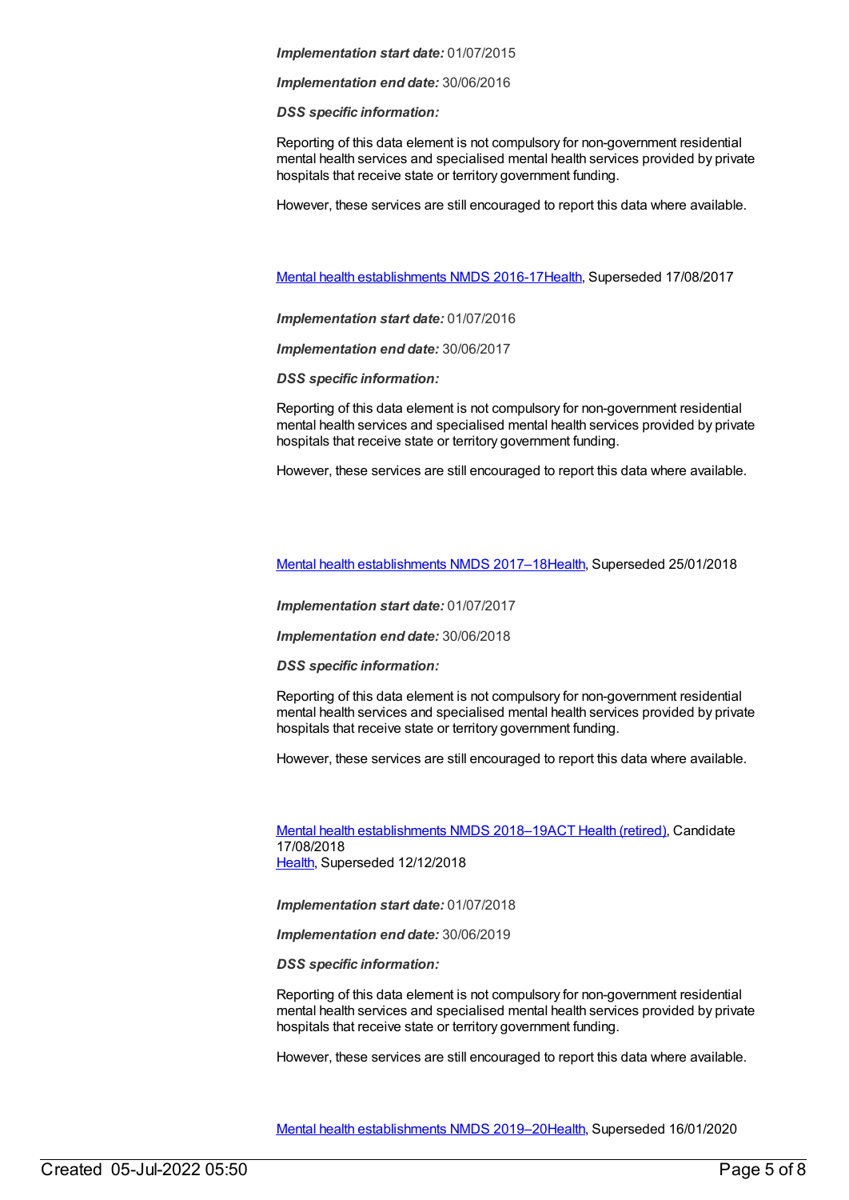***Implementation start date:*** 01/07/2015

***Implementation end date:*** 30/06/2016

***DSS specific information:***

Reporting of this data element is not compulsory for non-government residential mental health services and specialised mental health services provided by private hospitals that receive state or territory government funding.

However, these services are still encouraged to report this data where available.

Mental health establishments NMDS 2016-17Health, Superseded 17/08/2017

***Implementation start date:*** 01/07/2016

***Implementation end date:*** 30/06/2017

***DSS specific information:***

Reporting of this data element is not compulsory for non-government residential mental health services and specialised mental health services provided by private hospitals that receive state or territory government funding.

However, these services are still encouraged to report this data where available.

Mental health establishments NMDS 2017–18Health, Superseded 25/01/2018

***Implementation start date:*** 01/07/2017

***Implementation end date:*** 30/06/2018

***DSS specific information:***

Reporting of this data element is not compulsory for non-government residential mental health services and specialised mental health services provided by private hospitals that receive state or territory government funding.

However, these services are still encouraged to report this data where available.

Mental health establishments NMDS 2018–19ACT Health (retired), Candidate 17/08/2018
Health, Superseded 12/12/2018

***Implementation start date:*** 01/07/2018

***Implementation end date:*** 30/06/2019

***DSS specific information:***

Reporting of this data element is not compulsory for non-government residential mental health services and specialised mental health services provided by private hospitals that receive state or territory government funding.

However, these services are still encouraged to report this data where available.

Mental health establishments NMDS 2019–20Health, Superseded 16/01/2020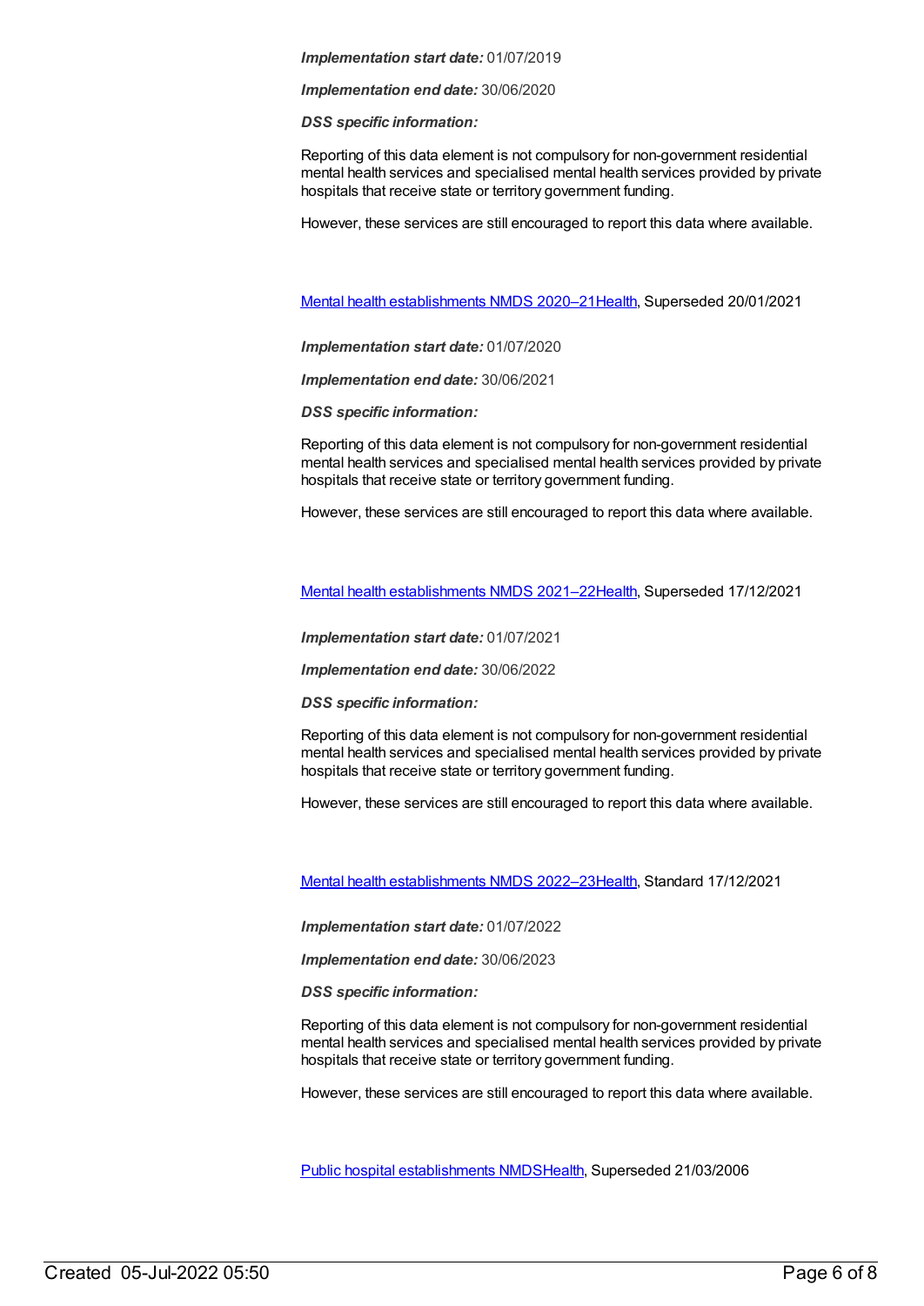***Implementation start date:*** 01/07/2019

***Implementation end date:*** 30/06/2020

***DSS specific information:***

Reporting of this data element is not compulsory for non-government residential mental health services and specialised mental health services provided by private hospitals that receive state or territory government funding.

However, these services are still encouraged to report this data where available.

[Mental health establishments NMDS 2020–21Health](), Superseded 20/01/2021

***Implementation start date:*** 01/07/2020

***Implementation end date:*** 30/06/2021

***DSS specific information:***

Reporting of this data element is not compulsory for non-government residential mental health services and specialised mental health services provided by private hospitals that receive state or territory government funding.

However, these services are still encouraged to report this data where available.

[Mental health establishments NMDS 2021–22Health](), Superseded 17/12/2021

***Implementation start date:*** 01/07/2021

***Implementation end date:*** 30/06/2022

***DSS specific information:***

Reporting of this data element is not compulsory for non-government residential mental health services and specialised mental health services provided by private hospitals that receive state or territory government funding.

However, these services are still encouraged to report this data where available.

[Mental health establishments NMDS 2022–23Health](), Standard 17/12/2021

***Implementation start date:*** 01/07/2022

***Implementation end date:*** 30/06/2023

***DSS specific information:***

Reporting of this data element is not compulsory for non-government residential mental health services and specialised mental health services provided by private hospitals that receive state or territory government funding.

However, these services are still encouraged to report this data where available.

[Public hospital establishments NMDSHealth](), Superseded 21/03/2006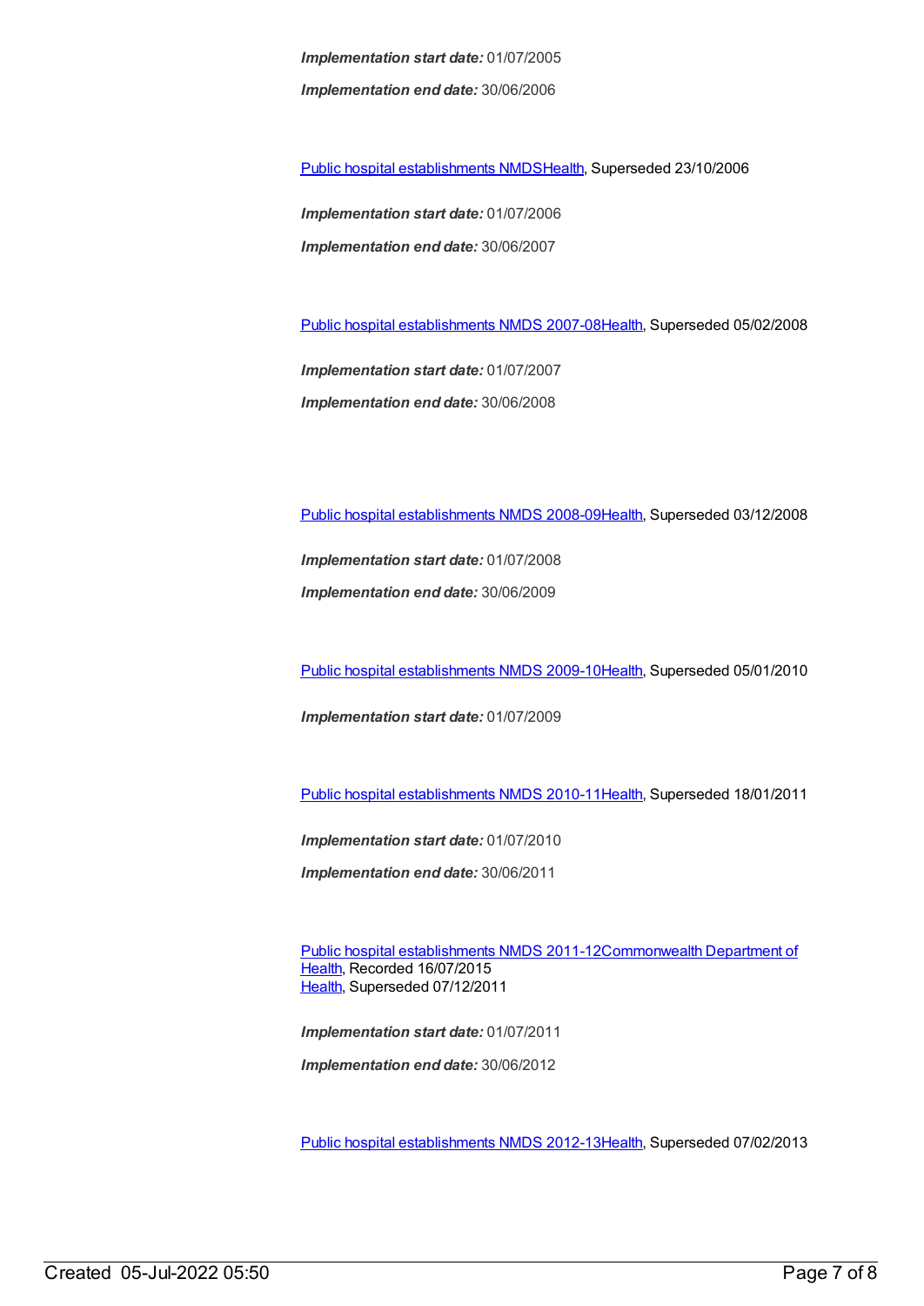***Implementation start date:*** 01/07/2005

***Implementation end date:*** 30/06/2006

Public hospital establishments NMDSHealth, Superseded 23/10/2006

***Implementation start date:*** 01/07/2006

***Implementation end date:*** 30/06/2007

Public hospital establishments NMDS 2007-08Health, Superseded 05/02/2008

***Implementation start date:*** 01/07/2007

***Implementation end date:*** 30/06/2008

Public hospital establishments NMDS 2008-09Health, Superseded 03/12/2008

***Implementation start date:*** 01/07/2008

***Implementation end date:*** 30/06/2009

Public hospital establishments NMDS 2009-10Health, Superseded 05/01/2010

***Implementation start date:*** 01/07/2009

Public hospital establishments NMDS 2010-11Health, Superseded 18/01/2011

***Implementation start date:*** 01/07/2010

***Implementation end date:*** 30/06/2011

Public hospital establishments NMDS 2011-12Commonwealth Department of Health, Recorded 16/07/2015
Health, Superseded 07/12/2011

***Implementation start date:*** 01/07/2011

***Implementation end date:*** 30/06/2012

Public hospital establishments NMDS 2012-13Health, Superseded 07/02/2013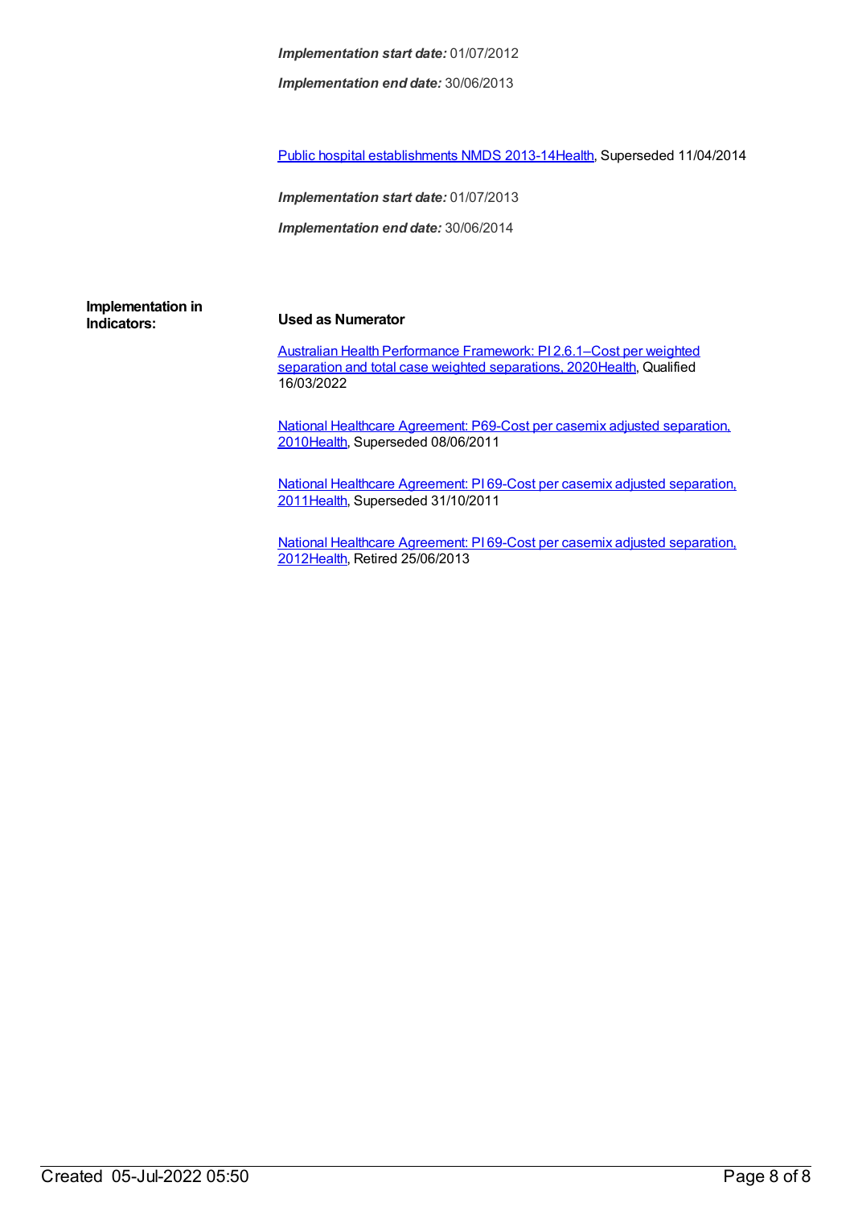***Implementation start date:*** 01/07/2012

***Implementation end date:*** 30/06/2013

Public hospital establishments NMDS 2013-14Health, Superseded 11/04/2014

***Implementation start date:*** 01/07/2013

***Implementation end date:*** 30/06/2014

**Implementation in Indicators:**

**Used as Numerator**

Australian Health Performance Framework: PI 2.6.1–Cost per weighted separation and total case weighted separations, 2020Health, Qualified 16/03/2022

National Healthcare Agreement: P69-Cost per casemix adjusted separation, 2010Health, Superseded 08/06/2011

National Healthcare Agreement: PI 69-Cost per casemix adjusted separation, 2011Health, Superseded 31/10/2011

National Healthcare Agreement: PI 69-Cost per casemix adjusted separation, 2012Health, Retired 25/06/2013